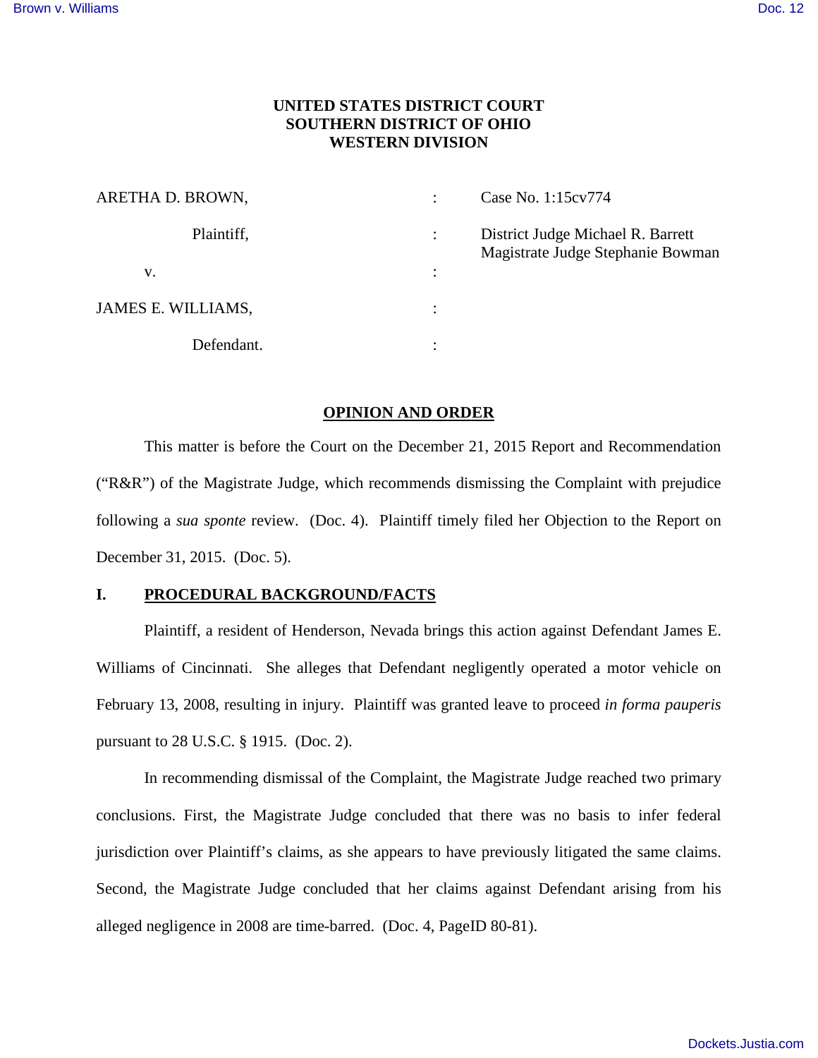**UNITED STATES DISTRICT COURT**
**SOUTHERN DISTRICT OF OHIO**
**WESTERN DIVISION**

| | | |
|---|---|---|
| ARETHA D. BROWN, | : | Case No. 1:15cv774 |
| Plaintiff, | : | District Judge Michael R. Barrett<br>Magistrate Judge Stephanie Bowman |
| v. | : | |
| JAMES E. WILLIAMS, | : | |
| Defendant. | : | |

## OPINION AND ORDER

This matter is before the Court on the December 21, 2015 Report and Recommendation ("R&R") of the Magistrate Judge, which recommends dismissing the Complaint with prejudice following a *sua sponte* review. (Doc. 4). Plaintiff timely filed her Objection to the Report on December 31, 2015. (Doc. 5).

## I. PROCEDURAL BACKGROUND/FACTS

Plaintiff, a resident of Henderson, Nevada brings this action against Defendant James E. Williams of Cincinnati. She alleges that Defendant negligently operated a motor vehicle on February 13, 2008, resulting in injury. Plaintiff was granted leave to proceed *in forma pauperis* pursuant to 28 U.S.C. § 1915. (Doc. 2).

In recommending dismissal of the Complaint, the Magistrate Judge reached two primary conclusions. First, the Magistrate Judge concluded that there was no basis to infer federal jurisdiction over Plaintiff's claims, as she appears to have previously litigated the same claims. Second, the Magistrate Judge concluded that her claims against Defendant arising from his alleged negligence in 2008 are time-barred. (Doc. 4, PageID 80-81).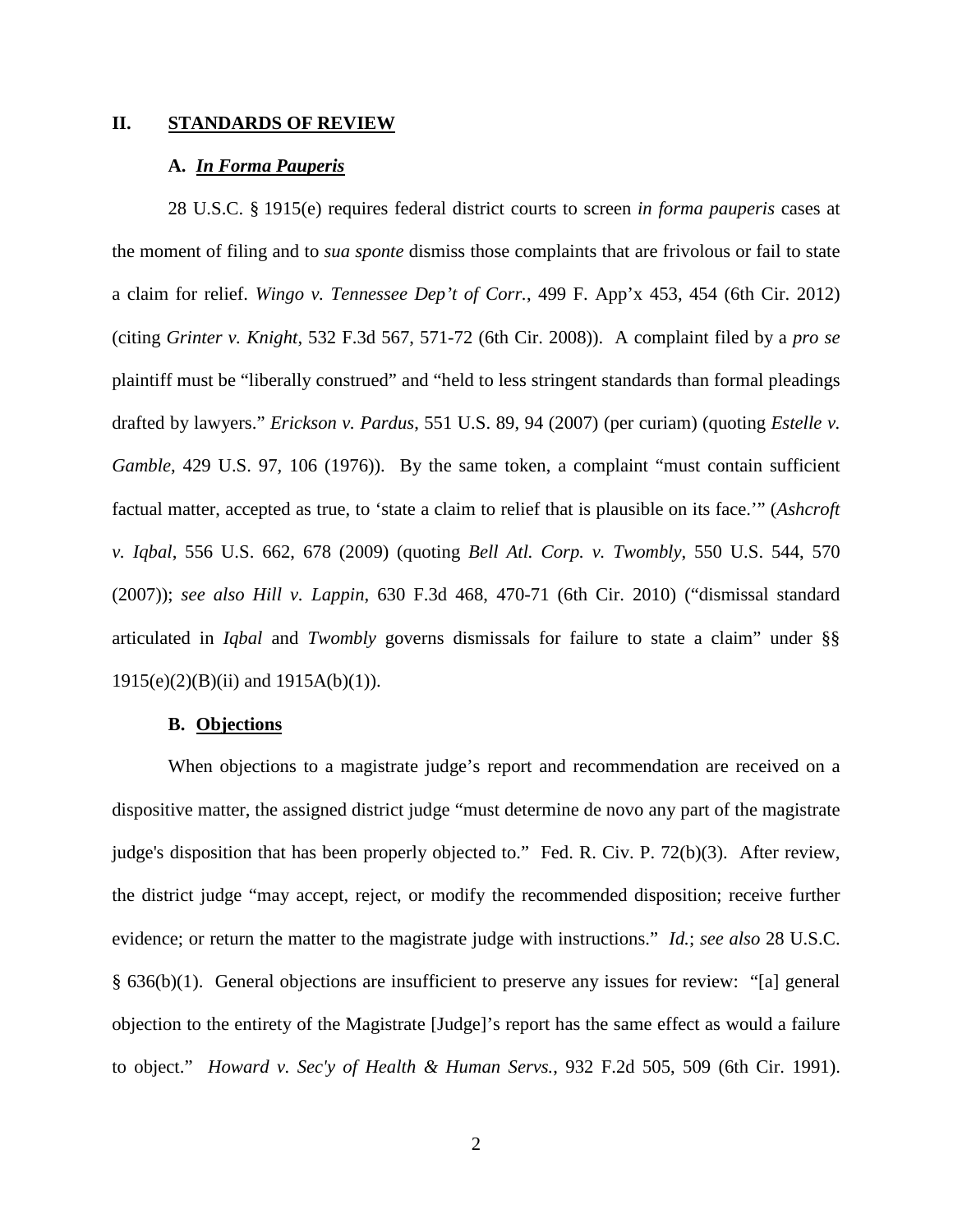## II. STANDARDS OF REVIEW

### A. *In Forma Pauperis*

28 U.S.C. § 1915(e) requires federal district courts to screen *in forma pauperis* cases at the moment of filing and to *sua sponte* dismiss those complaints that are frivolous or fail to state a claim for relief. *Wingo v. Tennessee Dep't of Corr.*, 499 F. App'x 453, 454 (6th Cir. 2012) (citing *Grinter v. Knight*, 532 F.3d 567, 571-72 (6th Cir. 2008)). A complaint filed by a *pro se* plaintiff must be "liberally construed" and "held to less stringent standards than formal pleadings drafted by lawyers." *Erickson v. Pardus*, 551 U.S. 89, 94 (2007) (per curiam) (quoting *Estelle v. Gamble*, 429 U.S. 97, 106 (1976)). By the same token, a complaint "must contain sufficient factual matter, accepted as true, to 'state a claim to relief that is plausible on its face.'" (*Ashcroft v. Iqbal*, 556 U.S. 662, 678 (2009) (quoting *Bell Atl. Corp. v. Twombly*, 550 U.S. 544, 570 (2007)); *see also Hill v. Lappin*, 630 F.3d 468, 470-71 (6th Cir. 2010) ("dismissal standard articulated in *Iqbal* and *Twombly* governs dismissals for failure to state a claim" under §§ 1915(e)(2)(B)(ii) and 1915A(b)(1)).

### B. Objections

When objections to a magistrate judge's report and recommendation are received on a dispositive matter, the assigned district judge "must determine de novo any part of the magistrate judge's disposition that has been properly objected to." Fed. R. Civ. P. 72(b)(3). After review, the district judge "may accept, reject, or modify the recommended disposition; receive further evidence; or return the matter to the magistrate judge with instructions." *Id.*; *see also* 28 U.S.C. § 636(b)(1). General objections are insufficient to preserve any issues for review: "[a] general objection to the entirety of the Magistrate [Judge]'s report has the same effect as would a failure to object." *Howard v. Sec'y of Health & Human Servs.*, 932 F.2d 505, 509 (6th Cir. 1991).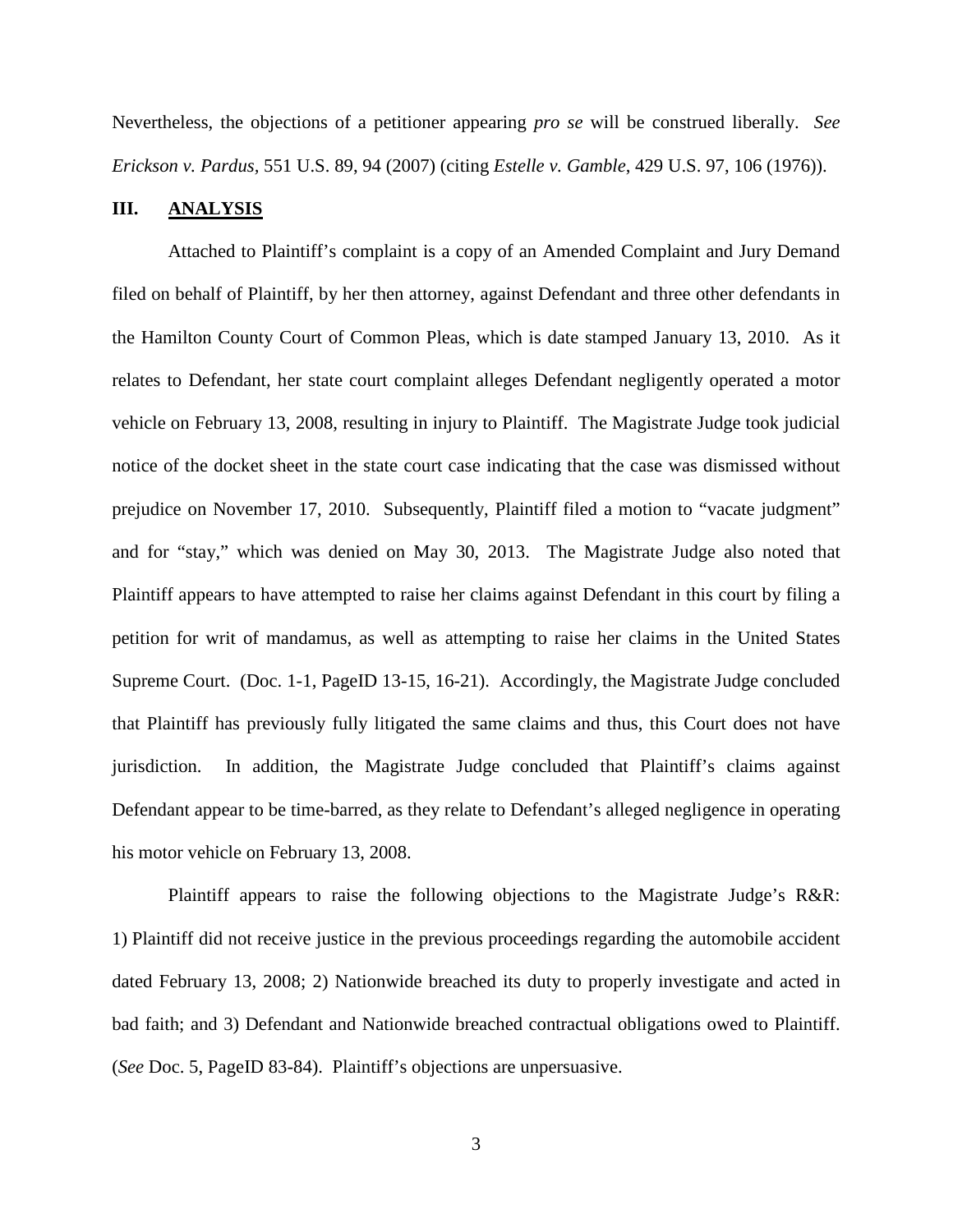Nevertheless, the objections of a petitioner appearing *pro se* will be construed liberally. *See Erickson v. Pardus*, 551 U.S. 89, 94 (2007) (citing *Estelle v. Gamble*, 429 U.S. 97, 106 (1976)).

## III. ANALYSIS

Attached to Plaintiff's complaint is a copy of an Amended Complaint and Jury Demand filed on behalf of Plaintiff, by her then attorney, against Defendant and three other defendants in the Hamilton County Court of Common Pleas, which is date stamped January 13, 2010. As it relates to Defendant, her state court complaint alleges Defendant negligently operated a motor vehicle on February 13, 2008, resulting in injury to Plaintiff. The Magistrate Judge took judicial notice of the docket sheet in the state court case indicating that the case was dismissed without prejudice on November 17, 2010. Subsequently, Plaintiff filed a motion to "vacate judgment" and for "stay," which was denied on May 30, 2013. The Magistrate Judge also noted that Plaintiff appears to have attempted to raise her claims against Defendant in this court by filing a petition for writ of mandamus, as well as attempting to raise her claims in the United States Supreme Court. (Doc. 1-1, PageID 13-15, 16-21). Accordingly, the Magistrate Judge concluded that Plaintiff has previously fully litigated the same claims and thus, this Court does not have jurisdiction. In addition, the Magistrate Judge concluded that Plaintiff's claims against Defendant appear to be time-barred, as they relate to Defendant's alleged negligence in operating his motor vehicle on February 13, 2008.

Plaintiff appears to raise the following objections to the Magistrate Judge's R&R: 1) Plaintiff did not receive justice in the previous proceedings regarding the automobile accident dated February 13, 2008; 2) Nationwide breached its duty to properly investigate and acted in bad faith; and 3) Defendant and Nationwide breached contractual obligations owed to Plaintiff. (*See* Doc. 5, PageID 83-84). Plaintiff's objections are unpersuasive.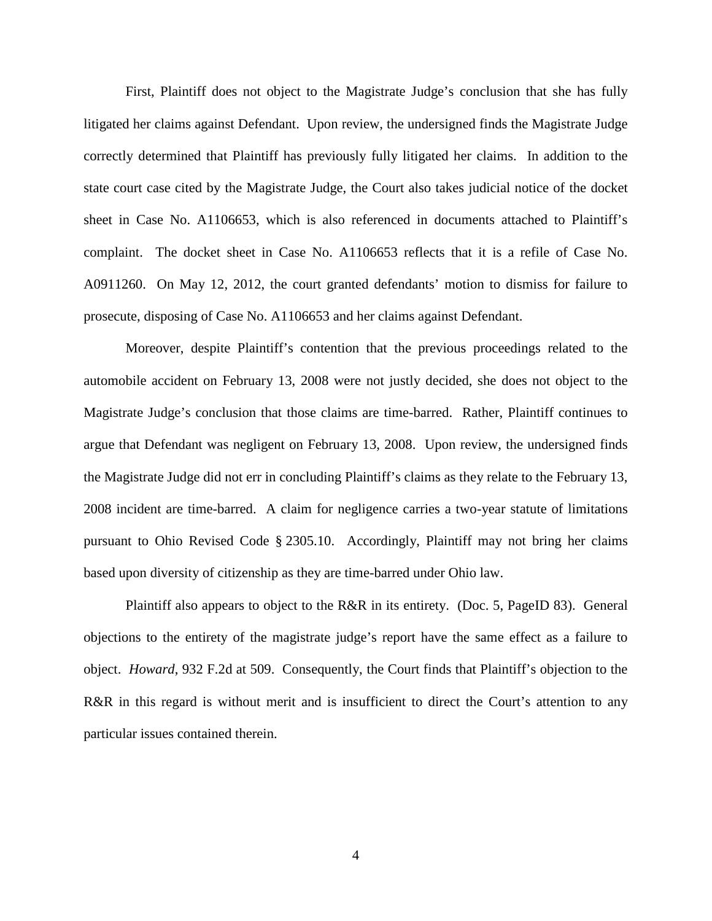First, Plaintiff does not object to the Magistrate Judge's conclusion that she has fully litigated her claims against Defendant. Upon review, the undersigned finds the Magistrate Judge correctly determined that Plaintiff has previously fully litigated her claims. In addition to the state court case cited by the Magistrate Judge, the Court also takes judicial notice of the docket sheet in Case No. A1106653, which is also referenced in documents attached to Plaintiff's complaint. The docket sheet in Case No. A1106653 reflects that it is a refile of Case No. A0911260. On May 12, 2012, the court granted defendants' motion to dismiss for failure to prosecute, disposing of Case No. A1106653 and her claims against Defendant.

Moreover, despite Plaintiff's contention that the previous proceedings related to the automobile accident on February 13, 2008 were not justly decided, she does not object to the Magistrate Judge's conclusion that those claims are time-barred. Rather, Plaintiff continues to argue that Defendant was negligent on February 13, 2008. Upon review, the undersigned finds the Magistrate Judge did not err in concluding Plaintiff's claims as they relate to the February 13, 2008 incident are time-barred. A claim for negligence carries a two-year statute of limitations pursuant to Ohio Revised Code § 2305.10. Accordingly, Plaintiff may not bring her claims based upon diversity of citizenship as they are time-barred under Ohio law.

Plaintiff also appears to object to the R&R in its entirety. (Doc. 5, PageID 83). General objections to the entirety of the magistrate judge's report have the same effect as a failure to object. *Howard*, 932 F.2d at 509. Consequently, the Court finds that Plaintiff's objection to the R&R in this regard is without merit and is insufficient to direct the Court's attention to any particular issues contained therein.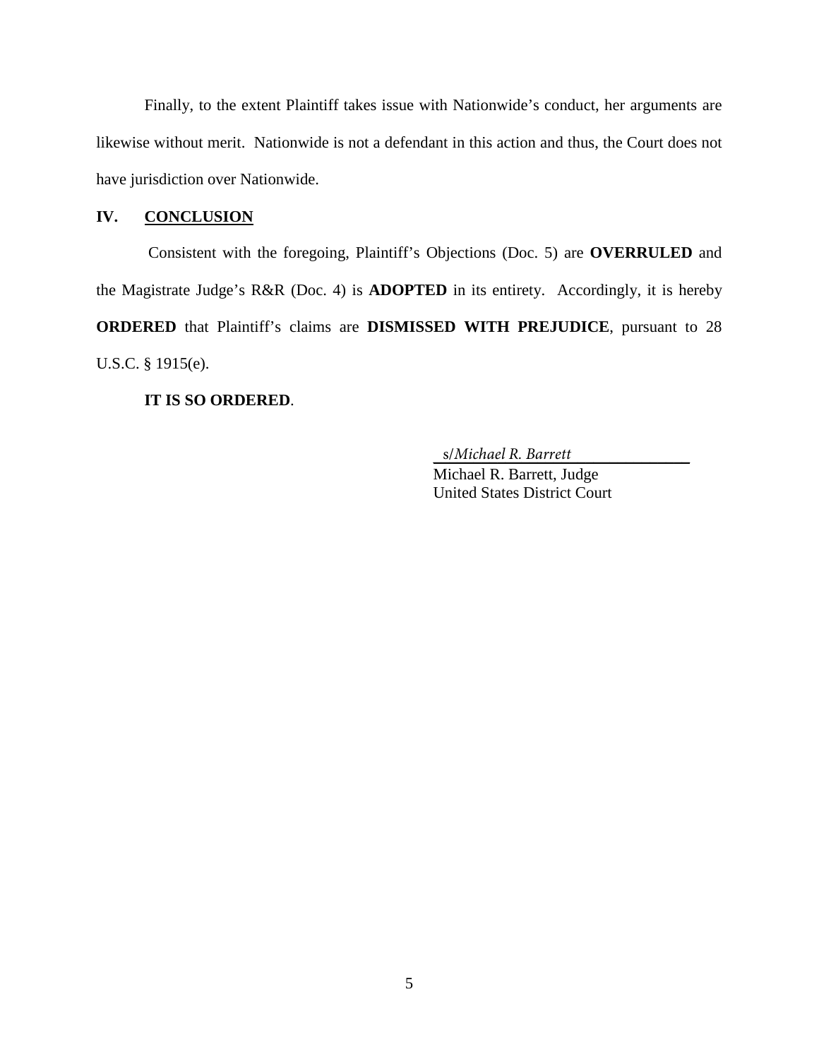Finally, to the extent Plaintiff takes issue with Nationwide's conduct, her arguments are likewise without merit. Nationwide is not a defendant in this action and thus, the Court does not have jurisdiction over Nationwide.

## IV. CONCLUSION

Consistent with the foregoing, Plaintiff's Objections (Doc. 5) are **OVERRULED** and the Magistrate Judge's R&R (Doc. 4) is **ADOPTED** in its entirety. Accordingly, it is hereby **ORDERED** that Plaintiff's claims are **DISMISSED WITH PREJUDICE**, pursuant to 28 U.S.C. § 1915(e).

**IT IS SO ORDERED**.

s/*Michael R. Barrett*
Michael R. Barrett, Judge
United States District Court